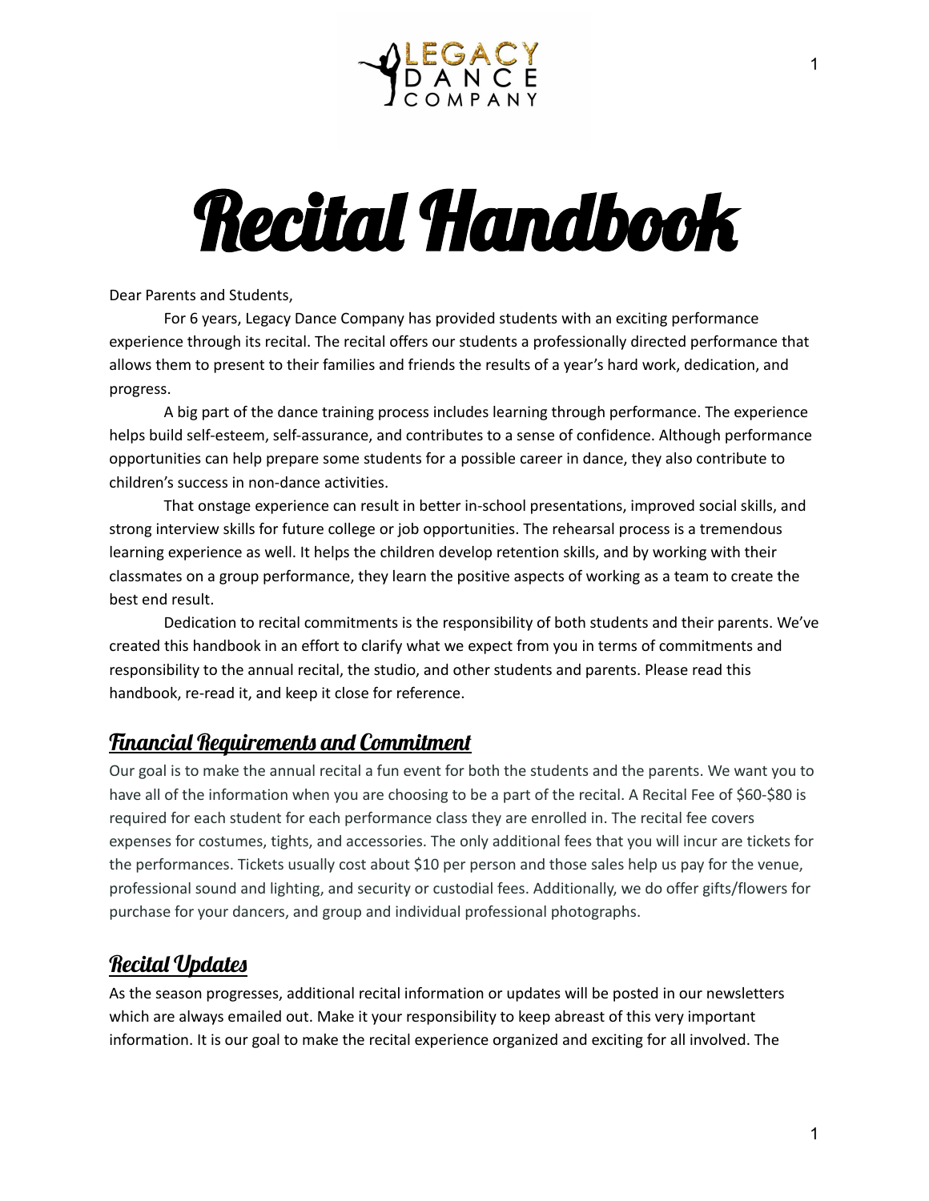# Recital Handbook

Dear Parents and Students,

For 6 years, Legacy Dance Company has provided students with an exciting performance experience through its recital. The recital offers our students a professionally directed performance that allows them to present to their families and friends the results of a year's hard work, dedication, and progress.

A big part of the dance training process includes learning through performance. The experience helps build self-esteem, self-assurance, and contributes to a sense of confidence. Although performance opportunities can help prepare some students for a possible career in dance, they also contribute to children's success in non-dance activities.

That onstage experience can result in better in-school presentations, improved social skills, and strong interview skills for future college or job opportunities. The rehearsal process is a tremendous learning experience as well. It helps the children develop retention skills, and by working with their classmates on a group performance, they learn the positive aspects of working as a team to create the best end result.

Dedication to recital commitments is the responsibility of both students and their parents. We've created this handbook in an effort to clarify what we expect from you in terms of commitments and responsibility to the annual recital, the studio, and other students and parents. Please read this handbook, re-read it, and keep it close for reference.

## Financial Requirements and Commitment

Our goal is to make the annual recital a fun event for both the students and the parents. We want you to have all of the information when you are choosing to be a part of the recital. A Recital Fee of $60-$80 is required for each student for each performance class they are enrolled in. The recital fee covers expenses for costumes, tights, and accessories. The only additional fees that you will incur are tickets for the performances. Tickets usually cost about $10 per person and those sales help us pay for the venue, professional sound and lighting, and security or custodial fees. Additionally, we do offer gifts/flowers for purchase for your dancers, and group and individual professional photographs.

## Recital Updates

As the season progresses, additional recital information or updates will be posted in our newsletters which are always emailed out. Make it your responsibility to keep abreast of this very important information. It is our goal to make the recital experience organized and exciting for all involved. The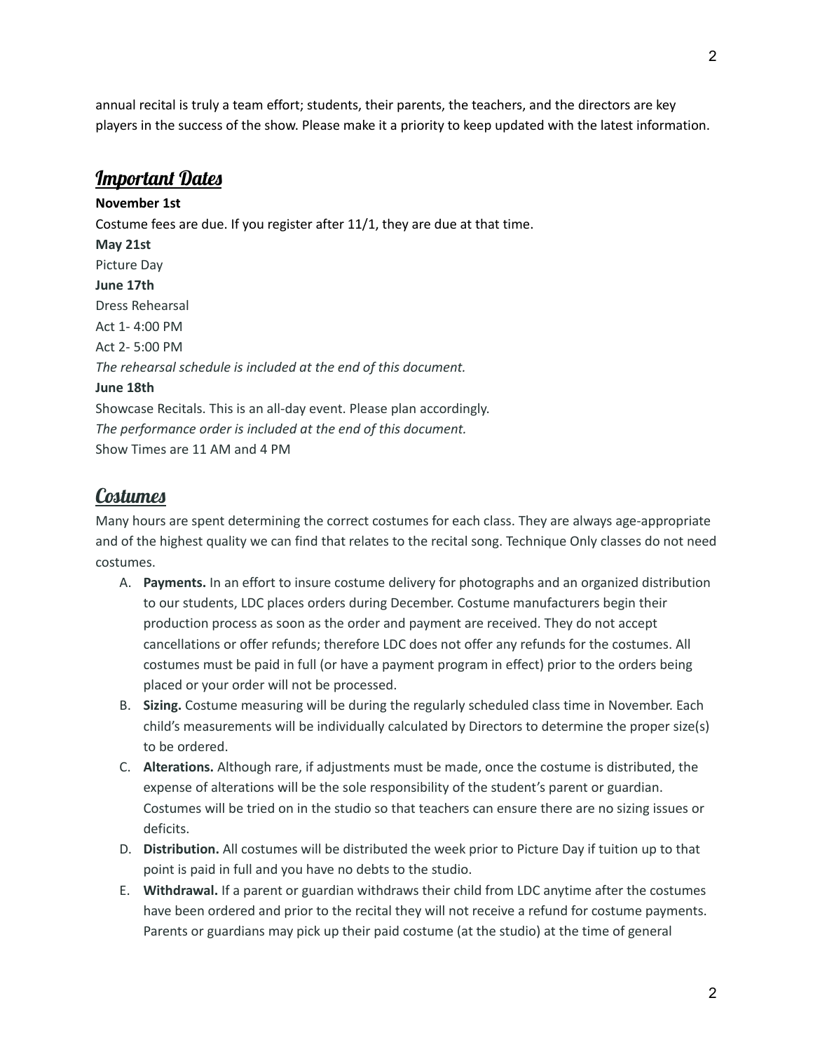annual recital is truly a team effort; students, their parents, the teachers, and the directors are key players in the success of the show. Please make it a priority to keep updated with the latest information.

## Important Dates

**November 1st**
Costume fees are due. If you register after 11/1, they are due at that time.
**May 21st**
Picture Day
**June 17th**
Dress Rehearsal
Act 1- 4:00 PM
Act 2- 5:00 PM
*The rehearsal schedule is included at the end of this document.*
**June 18th**
Showcase Recitals. This is an all-day event. Please plan accordingly.
*The performance order is included at the end of this document.*
Show Times are 11 AM and 4 PM

## Costumes

Many hours are spent determining the correct costumes for each class. They are always age-appropriate and of the highest quality we can find that relates to the recital song. Technique Only classes do not need costumes.

A. **Payments.** In an effort to insure costume delivery for photographs and an organized distribution to our students, LDC places orders during December. Costume manufacturers begin their production process as soon as the order and payment are received. They do not accept cancellations or offer refunds; therefore LDC does not offer any refunds for the costumes. All costumes must be paid in full (or have a payment program in effect) prior to the orders being placed or your order will not be processed.
B. **Sizing.** Costume measuring will be during the regularly scheduled class time in November. Each child's measurements will be individually calculated by Directors to determine the proper size(s) to be ordered.
C. **Alterations.** Although rare, if adjustments must be made, once the costume is distributed, the expense of alterations will be the sole responsibility of the student's parent or guardian. Costumes will be tried on in the studio so that teachers can ensure there are no sizing issues or deficits.
D. **Distribution.** All costumes will be distributed the week prior to Picture Day if tuition up to that point is paid in full and you have no debts to the studio.
E. **Withdrawal.** If a parent or guardian withdraws their child from LDC anytime after the costumes have been ordered and prior to the recital they will not receive a refund for costume payments. Parents or guardians may pick up their paid costume (at the studio) at the time of general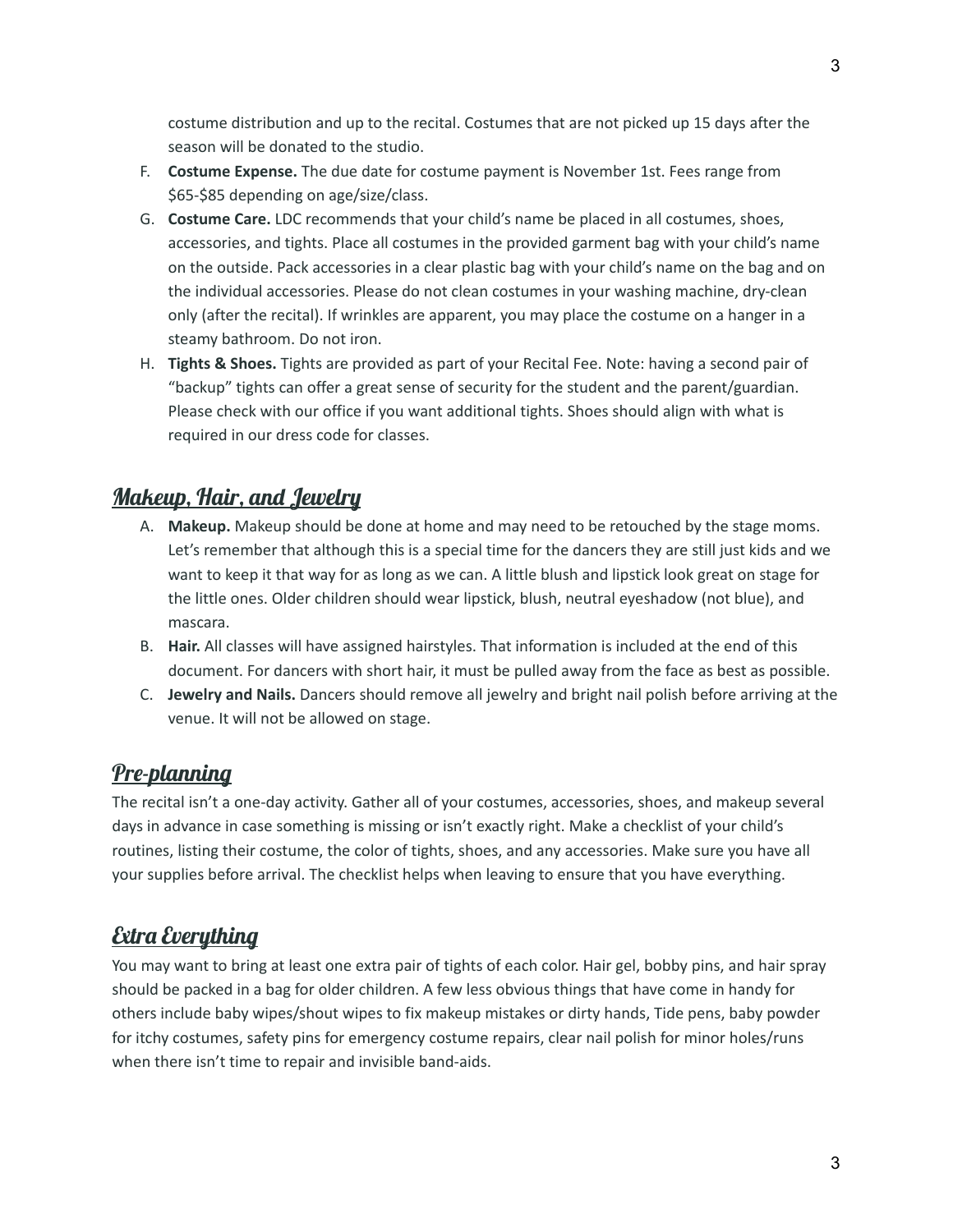costume distribution and up to the recital. Costumes that are not picked up 15 days after the season will be donated to the studio.

F. **Costume Expense.** The due date for costume payment is November 1st. Fees range from $65-$85 depending on age/size/class.

G. **Costume Care.** LDC recommends that your child's name be placed in all costumes, shoes, accessories, and tights. Place all costumes in the provided garment bag with your child's name on the outside. Pack accessories in a clear plastic bag with your child's name on the bag and on the individual accessories. Please do not clean costumes in your washing machine, dry-clean only (after the recital). If wrinkles are apparent, you may place the costume on a hanger in a steamy bathroom. Do not iron.

H. **Tights & Shoes.** Tights are provided as part of your Recital Fee. Note: having a second pair of "backup" tights can offer a great sense of security for the student and the parent/guardian. Please check with our office if you want additional tights. Shoes should align with what is required in our dress code for classes.

## Makeup, Hair, and Jewelry

A. **Makeup.** Makeup should be done at home and may need to be retouched by the stage moms. Let's remember that although this is a special time for the dancers they are still just kids and we want to keep it that way for as long as we can. A little blush and lipstick look great on stage for the little ones. Older children should wear lipstick, blush, neutral eyeshadow (not blue), and mascara.

B. **Hair.** All classes will have assigned hairstyles. That information is included at the end of this document. For dancers with short hair, it must be pulled away from the face as best as possible.

C. **Jewelry and Nails.** Dancers should remove all jewelry and bright nail polish before arriving at the venue. It will not be allowed on stage.

## Pre-planning

The recital isn't a one-day activity. Gather all of your costumes, accessories, shoes, and makeup several days in advance in case something is missing or isn't exactly right. Make a checklist of your child's routines, listing their costume, the color of tights, shoes, and any accessories. Make sure you have all your supplies before arrival. The checklist helps when leaving to ensure that you have everything.

## Extra Everything

You may want to bring at least one extra pair of tights of each color. Hair gel, bobby pins, and hair spray should be packed in a bag for older children. A few less obvious things that have come in handy for others include baby wipes/shout wipes to fix makeup mistakes or dirty hands, Tide pens, baby powder for itchy costumes, safety pins for emergency costume repairs, clear nail polish for minor holes/runs when there isn't time to repair and invisible band-aids.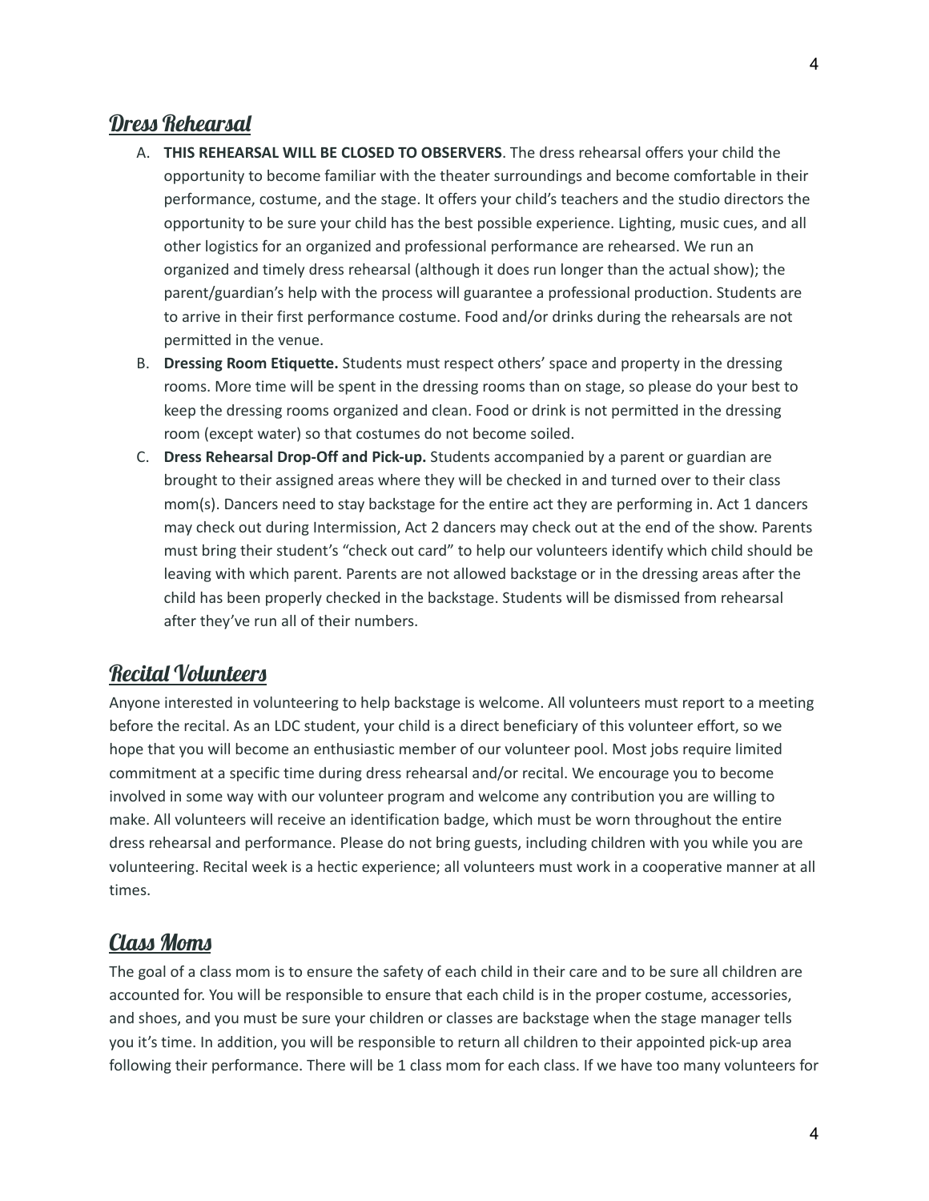## Dress Rehearsal

A. **THIS REHEARSAL WILL BE CLOSED TO OBSERVERS**. The dress rehearsal offers your child the opportunity to become familiar with the theater surroundings and become comfortable in their performance, costume, and the stage. It offers your child's teachers and the studio directors the opportunity to be sure your child has the best possible experience. Lighting, music cues, and all other logistics for an organized and professional performance are rehearsed. We run an organized and timely dress rehearsal (although it does run longer than the actual show); the parent/guardian's help with the process will guarantee a professional production. Students are to arrive in their first performance costume. Food and/or drinks during the rehearsals are not permitted in the venue.

B. **Dressing Room Etiquette.** Students must respect others' space and property in the dressing rooms. More time will be spent in the dressing rooms than on stage, so please do your best to keep the dressing rooms organized and clean. Food or drink is not permitted in the dressing room (except water) so that costumes do not become soiled.

C. **Dress Rehearsal Drop-Off and Pick-up.** Students accompanied by a parent or guardian are brought to their assigned areas where they will be checked in and turned over to their class mom(s). Dancers need to stay backstage for the entire act they are performing in. Act 1 dancers may check out during Intermission, Act 2 dancers may check out at the end of the show. Parents must bring their student's "check out card" to help our volunteers identify which child should be leaving with which parent. Parents are not allowed backstage or in the dressing areas after the child has been properly checked in the backstage. Students will be dismissed from rehearsal after they've run all of their numbers.

## Recital Volunteers

Anyone interested in volunteering to help backstage is welcome. All volunteers must report to a meeting before the recital. As an LDC student, your child is a direct beneficiary of this volunteer effort, so we hope that you will become an enthusiastic member of our volunteer pool. Most jobs require limited commitment at a specific time during dress rehearsal and/or recital. We encourage you to become involved in some way with our volunteer program and welcome any contribution you are willing to make. All volunteers will receive an identification badge, which must be worn throughout the entire dress rehearsal and performance. Please do not bring guests, including children with you while you are volunteering. Recital week is a hectic experience; all volunteers must work in a cooperative manner at all times.

## Class Moms

The goal of a class mom is to ensure the safety of each child in their care and to be sure all children are accounted for. You will be responsible to ensure that each child is in the proper costume, accessories, and shoes, and you must be sure your children or classes are backstage when the stage manager tells you it's time. In addition, you will be responsible to return all children to their appointed pick-up area following their performance. There will be 1 class mom for each class. If we have too many volunteers for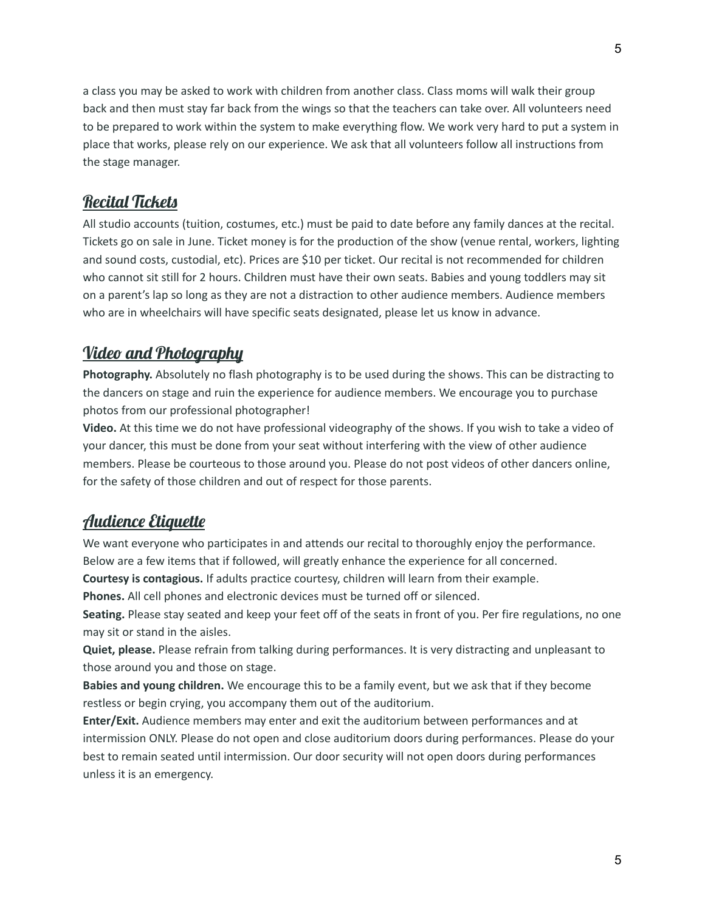a class you may be asked to work with children from another class. Class moms will walk their group back and then must stay far back from the wings so that the teachers can take over. All volunteers need to be prepared to work within the system to make everything flow. We work very hard to put a system in place that works, please rely on our experience. We ask that all volunteers follow all instructions from the stage manager.

## Recital Tickets

All studio accounts (tuition, costumes, etc.) must be paid to date before any family dances at the recital. Tickets go on sale in June. Ticket money is for the production of the show (venue rental, workers, lighting and sound costs, custodial, etc). Prices are $10 per ticket. Our recital is not recommended for children who cannot sit still for 2 hours. Children must have their own seats. Babies and young toddlers may sit on a parent's lap so long as they are not a distraction to other audience members. Audience members who are in wheelchairs will have specific seats designated, please let us know in advance.

## Video and Photography

**Photography.** Absolutely no flash photography is to be used during the shows. This can be distracting to the dancers on stage and ruin the experience for audience members. We encourage you to purchase photos from our professional photographer!

**Video.** At this time we do not have professional videography of the shows. If you wish to take a video of your dancer, this must be done from your seat without interfering with the view of other audience members. Please be courteous to those around you. Please do not post videos of other dancers online, for the safety of those children and out of respect for those parents.

## Audience Etiquette

We want everyone who participates in and attends our recital to thoroughly enjoy the performance. Below are a few items that if followed, will greatly enhance the experience for all concerned.

**Courtesy is contagious.** If adults practice courtesy, children will learn from their example.

**Phones.** All cell phones and electronic devices must be turned off or silenced.

**Seating.** Please stay seated and keep your feet off of the seats in front of you. Per fire regulations, no one may sit or stand in the aisles.

**Quiet, please.** Please refrain from talking during performances. It is very distracting and unpleasant to those around you and those on stage.

**Babies and young children.** We encourage this to be a family event, but we ask that if they become restless or begin crying, you accompany them out of the auditorium.

**Enter/Exit.** Audience members may enter and exit the auditorium between performances and at intermission ONLY. Please do not open and close auditorium doors during performances. Please do your best to remain seated until intermission. Our door security will not open doors during performances unless it is an emergency.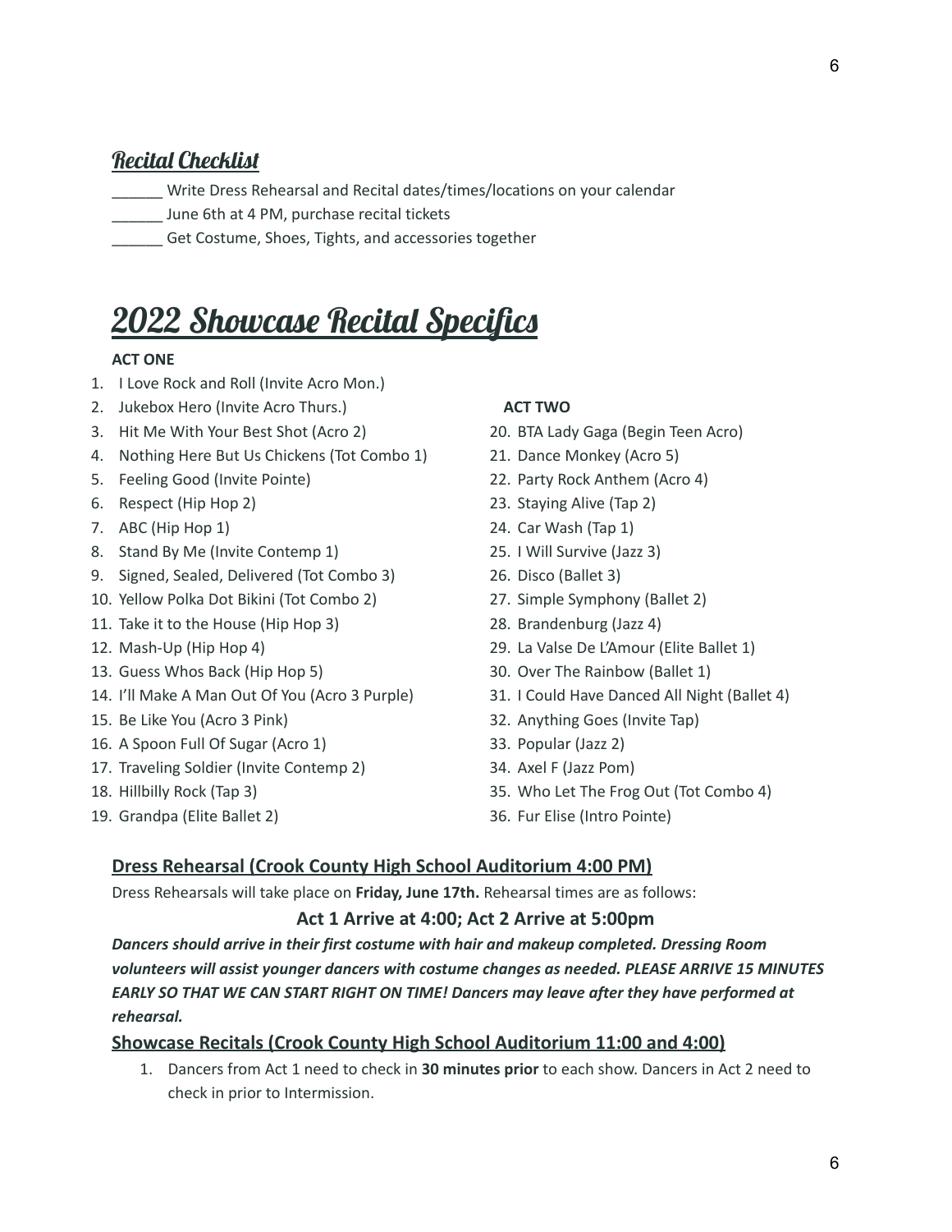## Recital Checklist

______ Write Dress Rehearsal and Recital dates/times/locations on your calendar
______ June 6th at 4 PM, purchase recital tickets
______ Get Costume, Shoes, Tights, and accessories together

# 2022 Showcase Recital Specifics

**ACT ONE**

1. I Love Rock and Roll (Invite Acro Mon.)
2. Jukebox Hero (Invite Acro Thurs.)
3. Hit Me With Your Best Shot (Acro 2)
4. Nothing Here But Us Chickens (Tot Combo 1)
5. Feeling Good (Invite Pointe)
6. Respect (Hip Hop 2)
7. ABC (Hip Hop 1)
8. Stand By Me (Invite Contemp 1)
9. Signed, Sealed, Delivered (Tot Combo 3)
10. Yellow Polka Dot Bikini (Tot Combo 2)
11. Take it to the House (Hip Hop 3)
12. Mash-Up (Hip Hop 4)
13. Guess Whos Back (Hip Hop 5)
14. I'll Make A Man Out Of You (Acro 3 Purple)
15. Be Like You (Acro 3 Pink)
16. A Spoon Full Of Sugar (Acro 1)
17. Traveling Soldier (Invite Contemp 2)
18. Hillbilly Rock (Tap 3)
19. Grandpa (Elite Ballet 2)

**ACT TWO**

20. BTA Lady Gaga (Begin Teen Acro)
21. Dance Monkey (Acro 5)
22. Party Rock Anthem (Acro 4)
23. Staying Alive (Tap 2)
24. Car Wash (Tap 1)
25. I Will Survive (Jazz 3)
26. Disco (Ballet 3)
27. Simple Symphony (Ballet 2)
28. Brandenburg (Jazz 4)
29. La Valse De L'Amour (Elite Ballet 1)
30. Over The Rainbow (Ballet 1)
31. I Could Have Danced All Night (Ballet 4)
32. Anything Goes (Invite Tap)
33. Popular (Jazz 2)
34. Axel F (Jazz Pom)
35. Who Let The Frog Out (Tot Combo 4)
36. Fur Elise (Intro Pointe)

### Dress Rehearsal (Crook County High School Auditorium 4:00 PM)

Dress Rehearsals will take place on **Friday, June 17th.** Rehearsal times are as follows:

**Act 1 Arrive at 4:00; Act 2 Arrive at 5:00pm**

***Dancers should arrive in their first costume with hair and makeup completed. Dressing Room volunteers will assist younger dancers with costume changes as needed. PLEASE ARRIVE 15 MINUTES EARLY SO THAT WE CAN START RIGHT ON TIME! Dancers may leave after they have performed at rehearsal.***

### Showcase Recitals (Crook County High School Auditorium 11:00 and 4:00)

1. Dancers from Act 1 need to check in **30 minutes prior** to each show. Dancers in Act 2 need to check in prior to Intermission.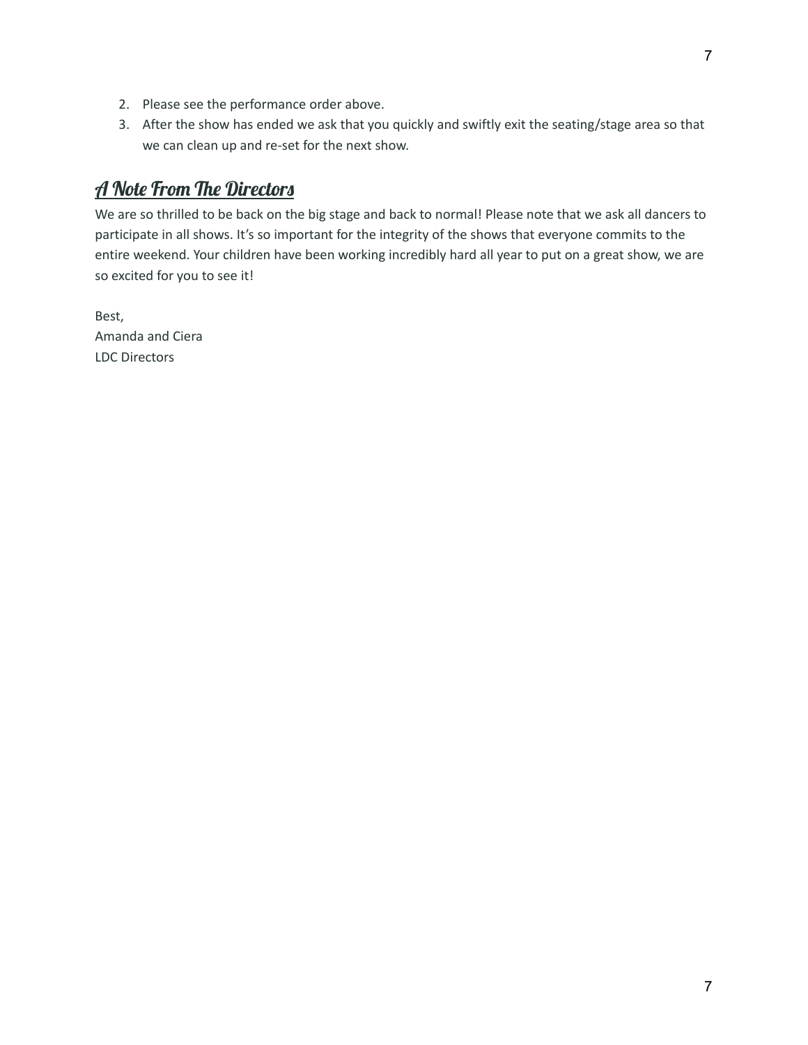2. Please see the performance order above.
3. After the show has ended we ask that you quickly and swiftly exit the seating/stage area so that we can clean up and re-set for the next show.

## A Note From The Directors

We are so thrilled to be back on the big stage and back to normal! Please note that we ask all dancers to participate in all shows. It's so important for the integrity of the shows that everyone commits to the entire weekend. Your children have been working incredibly hard all year to put on a great show, we are so excited for you to see it!

Best,  
Amanda and Ciera  
LDC Directors